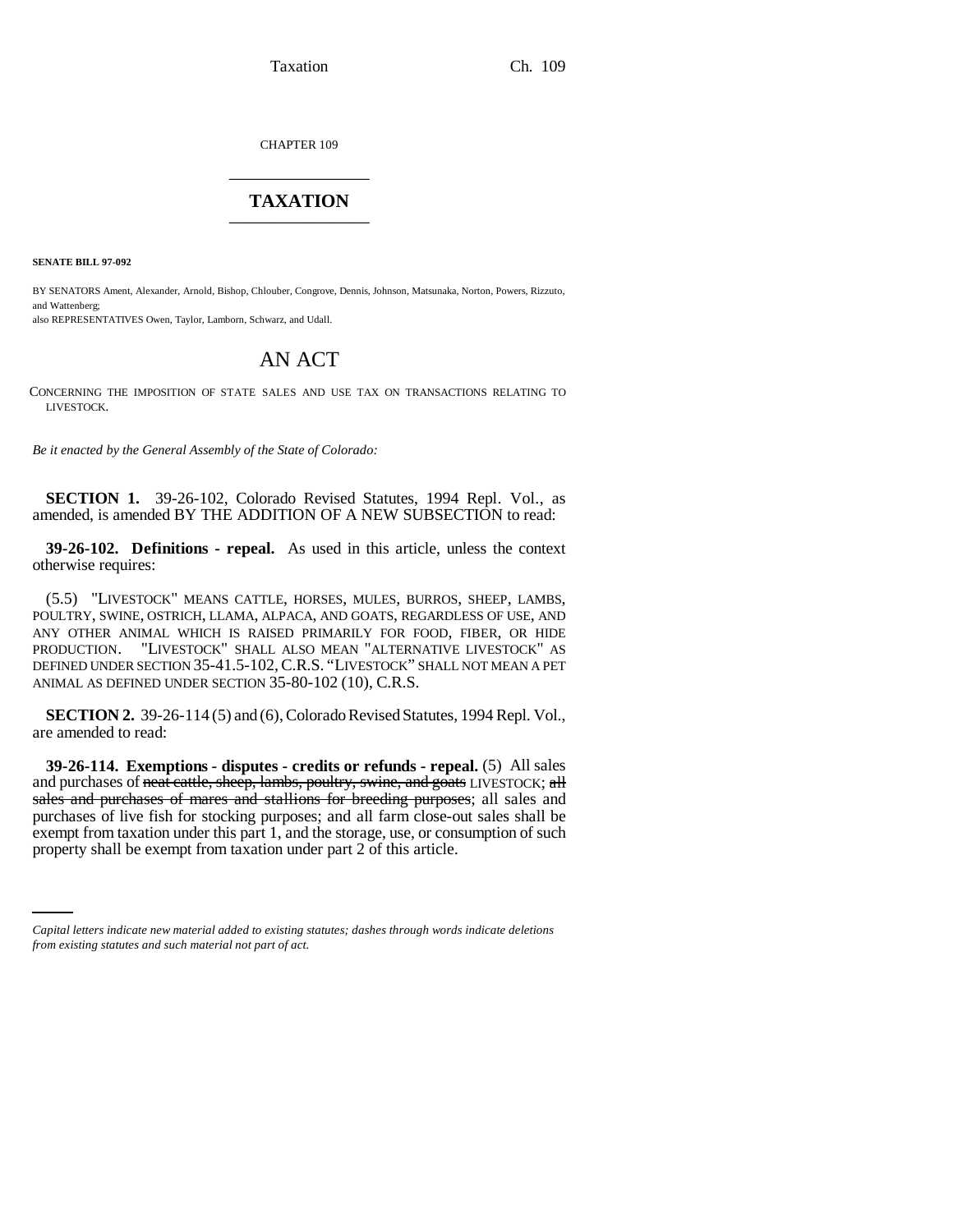CHAPTER 109

# TAXATION

**SENATE BILL 97-092**

BY SENATORS Ament, Alexander, Arnold, Bishop, Chlouber, Congrove, Dennis, Johnson, Matsunaka, Norton, Powers, Rizzuto, and Wattenberg;
also REPRESENTATIVES Owen, Taylor, Lamborn, Schwarz, and Udall.

## AN ACT

CONCERNING THE IMPOSITION OF STATE SALES AND USE TAX ON TRANSACTIONS RELATING TO LIVESTOCK.

*Be it enacted by the General Assembly of the State of Colorado:*

**SECTION 1.** 39-26-102, Colorado Revised Statutes, 1994 Repl. Vol., as amended, is amended BY THE ADDITION OF A NEW SUBSECTION to read:

**39-26-102. Definitions - repeal.** As used in this article, unless the context otherwise requires:

(5.5) "LIVESTOCK" MEANS CATTLE, HORSES, MULES, BURROS, SHEEP, LAMBS, POULTRY, SWINE, OSTRICH, LLAMA, ALPACA, AND GOATS, REGARDLESS OF USE, AND ANY OTHER ANIMAL WHICH IS RAISED PRIMARILY FOR FOOD, FIBER, OR HIDE PRODUCTION. "LIVESTOCK" SHALL ALSO MEAN "ALTERNATIVE LIVESTOCK" AS DEFINED UNDER SECTION 35-41.5-102, C.R.S. "LIVESTOCK" SHALL NOT MEAN A PET ANIMAL AS DEFINED UNDER SECTION 35-80-102 (10), C.R.S.

**SECTION 2.** 39-26-114 (5) and (6), Colorado Revised Statutes, 1994 Repl. Vol., are amended to read:

**39-26-114. Exemptions - disputes - credits or refunds - repeal.** (5) All sales and purchases of ~~neat cattle, sheep, lambs, poultry, swine, and goats~~ LIVESTOCK; ~~all sales and purchases of mares and stallions for breeding purposes~~; all sales and purchases of live fish for stocking purposes; and all farm close-out sales shall be exempt from taxation under this part 1, and the storage, use, or consumption of such property shall be exempt from taxation under part 2 of this article.

*Capital letters indicate new material added to existing statutes; dashes through words indicate deletions from existing statutes and such material not part of act.*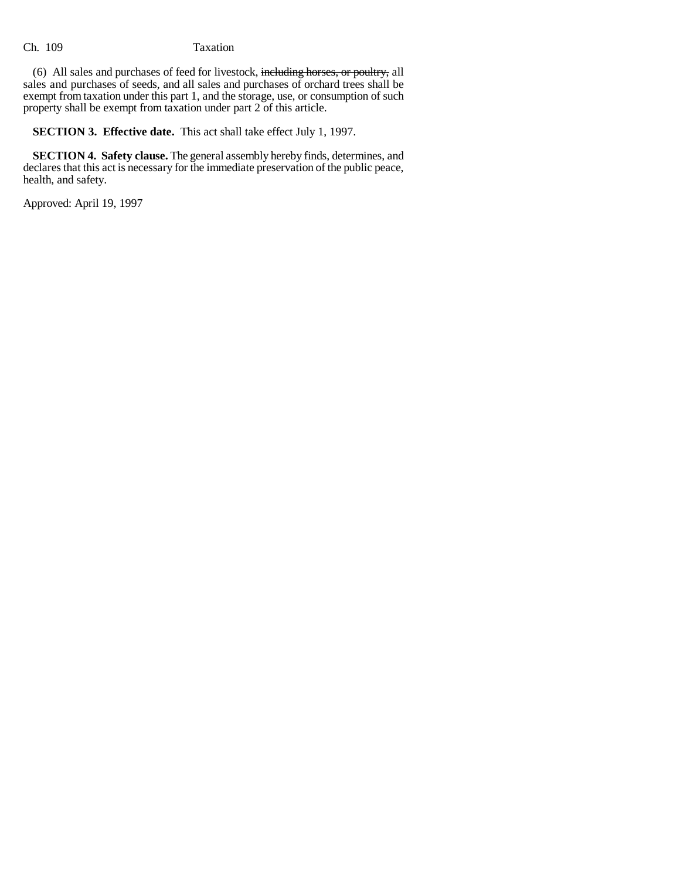(6) All sales and purchases of feed for livestock, ~~including horses, or poultry,~~ all sales and purchases of seeds, and all sales and purchases of orchard trees shall be exempt from taxation under this part 1, and the storage, use, or consumption of such property shall be exempt from taxation under part 2 of this article.

**SECTION 3. Effective date.** This act shall take effect July 1, 1997.

**SECTION 4. Safety clause.** The general assembly hereby finds, determines, and declares that this act is necessary for the immediate preservation of the public peace, health, and safety.

Approved: April 19, 1997